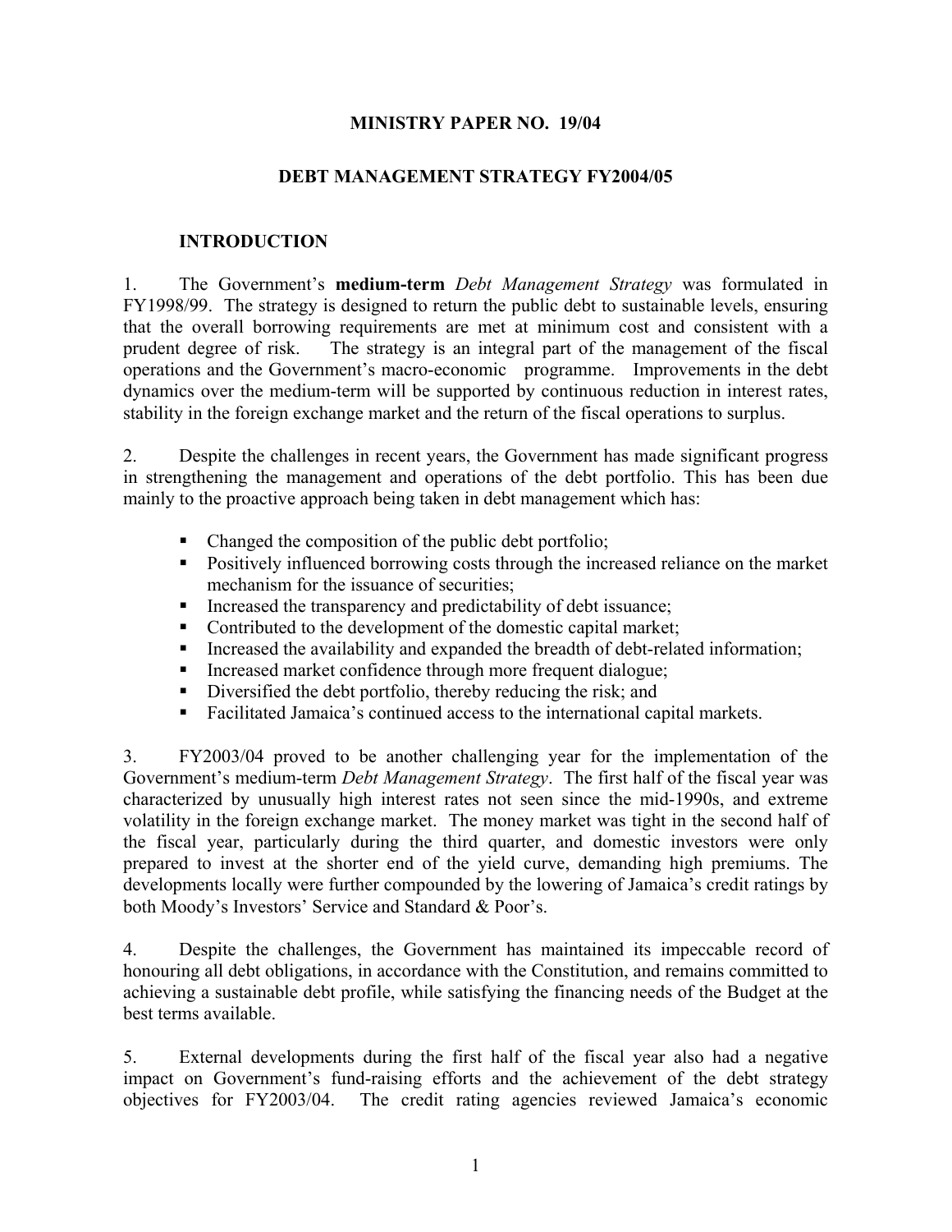# MINISTRY PAPER NO. 19/04

## DEBT MANAGEMENT STRATEGY FY2004/05

### INTRODUCTION

1. The Government's **medium-term** *Debt Management Strategy* was formulated in FY1998/99. The strategy is designed to return the public debt to sustainable levels, ensuring that the overall borrowing requirements are met at minimum cost and consistent with a prudent degree of risk. The strategy is an integral part of the management of the fiscal operations and the Government's macro-economic programme. Improvements in the debt dynamics over the medium-term will be supported by continuous reduction in interest rates, stability in the foreign exchange market and the return of the fiscal operations to surplus.

2. Despite the challenges in recent years, the Government has made significant progress in strengthening the management and operations of the debt portfolio. This has been due mainly to the proactive approach being taken in debt management which has:

- Changed the composition of the public debt portfolio;
- Positively influenced borrowing costs through the increased reliance on the market mechanism for the issuance of securities;
- Increased the transparency and predictability of debt issuance;
- Contributed to the development of the domestic capital market;
- Increased the availability and expanded the breadth of debt-related information;
- Increased market confidence through more frequent dialogue;
- Diversified the debt portfolio, thereby reducing the risk; and
- Facilitated Jamaica's continued access to the international capital markets.

3. FY2003/04 proved to be another challenging year for the implementation of the Government's medium-term *Debt Management Strategy*. The first half of the fiscal year was characterized by unusually high interest rates not seen since the mid-1990s, and extreme volatility in the foreign exchange market. The money market was tight in the second half of the fiscal year, particularly during the third quarter, and domestic investors were only prepared to invest at the shorter end of the yield curve, demanding high premiums. The developments locally were further compounded by the lowering of Jamaica's credit ratings by both Moody's Investors' Service and Standard & Poor's.

4. Despite the challenges, the Government has maintained its impeccable record of honouring all debt obligations, in accordance with the Constitution, and remains committed to achieving a sustainable debt profile, while satisfying the financing needs of the Budget at the best terms available.

5. External developments during the first half of the fiscal year also had a negative impact on Government's fund-raising efforts and the achievement of the debt strategy objectives for FY2003/04. The credit rating agencies reviewed Jamaica's economic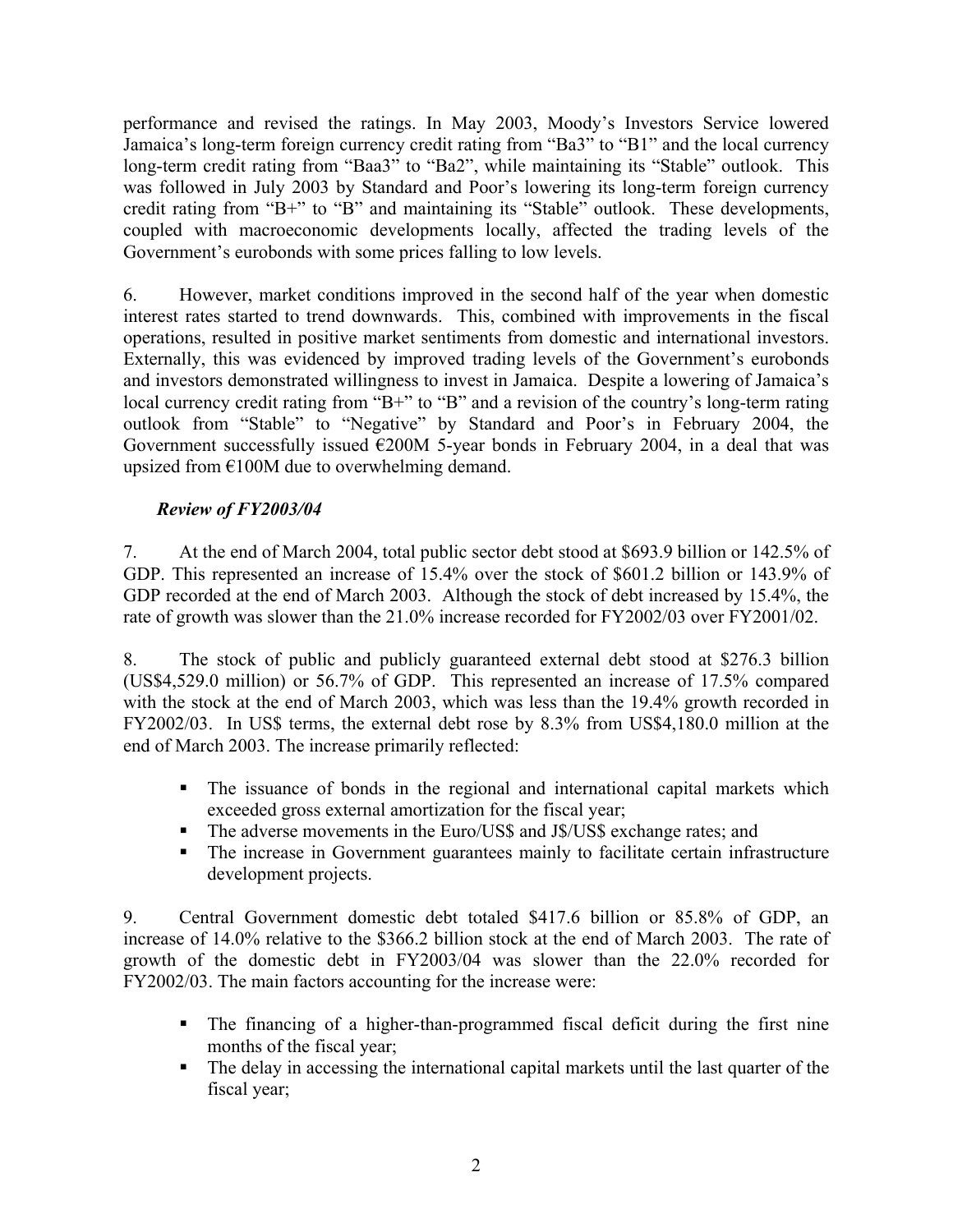performance and revised the ratings. In May 2003, Moody's Investors Service lowered Jamaica's long-term foreign currency credit rating from "Ba3" to "B1" and the local currency long-term credit rating from "Baa3" to "Ba2", while maintaining its "Stable" outlook. This was followed in July 2003 by Standard and Poor's lowering its long-term foreign currency credit rating from "B+" to "B" and maintaining its "Stable" outlook. These developments, coupled with macroeconomic developments locally, affected the trading levels of the Government's eurobonds with some prices falling to low levels.

6. However, market conditions improved in the second half of the year when domestic interest rates started to trend downwards. This, combined with improvements in the fiscal operations, resulted in positive market sentiments from domestic and international investors. Externally, this was evidenced by improved trading levels of the Government's eurobonds and investors demonstrated willingness to invest in Jamaica. Despite a lowering of Jamaica's local currency credit rating from "B+" to "B" and a revision of the country's long-term rating outlook from "Stable" to "Negative" by Standard and Poor's in February 2004, the Government successfully issued €200M 5-year bonds in February 2004, in a deal that was upsized from €100M due to overwhelming demand.

### *Review of FY2003/04*

7. At the end of March 2004, total public sector debt stood at $693.9 billion or 142.5% of GDP. This represented an increase of 15.4% over the stock of $601.2 billion or 143.9% of GDP recorded at the end of March 2003. Although the stock of debt increased by 15.4%, the rate of growth was slower than the 21.0% increase recorded for FY2002/03 over FY2001/02.

8. The stock of public and publicly guaranteed external debt stood at $276.3 billion (US$4,529.0 million) or 56.7% of GDP. This represented an increase of 17.5% compared with the stock at the end of March 2003, which was less than the 19.4% growth recorded in FY2002/03. In US$ terms, the external debt rose by 8.3% from US$4,180.0 million at the end of March 2003. The increase primarily reflected:

- The issuance of bonds in the regional and international capital markets which exceeded gross external amortization for the fiscal year;
- The adverse movements in the Euro/US$ and J$/US$ exchange rates; and
- The increase in Government guarantees mainly to facilitate certain infrastructure development projects.

9. Central Government domestic debt totaled $417.6 billion or 85.8% of GDP, an increase of 14.0% relative to the $366.2 billion stock at the end of March 2003. The rate of growth of the domestic debt in FY2003/04 was slower than the 22.0% recorded for FY2002/03. The main factors accounting for the increase were:

- The financing of a higher-than-programmed fiscal deficit during the first nine months of the fiscal year;
- The delay in accessing the international capital markets until the last quarter of the fiscal year;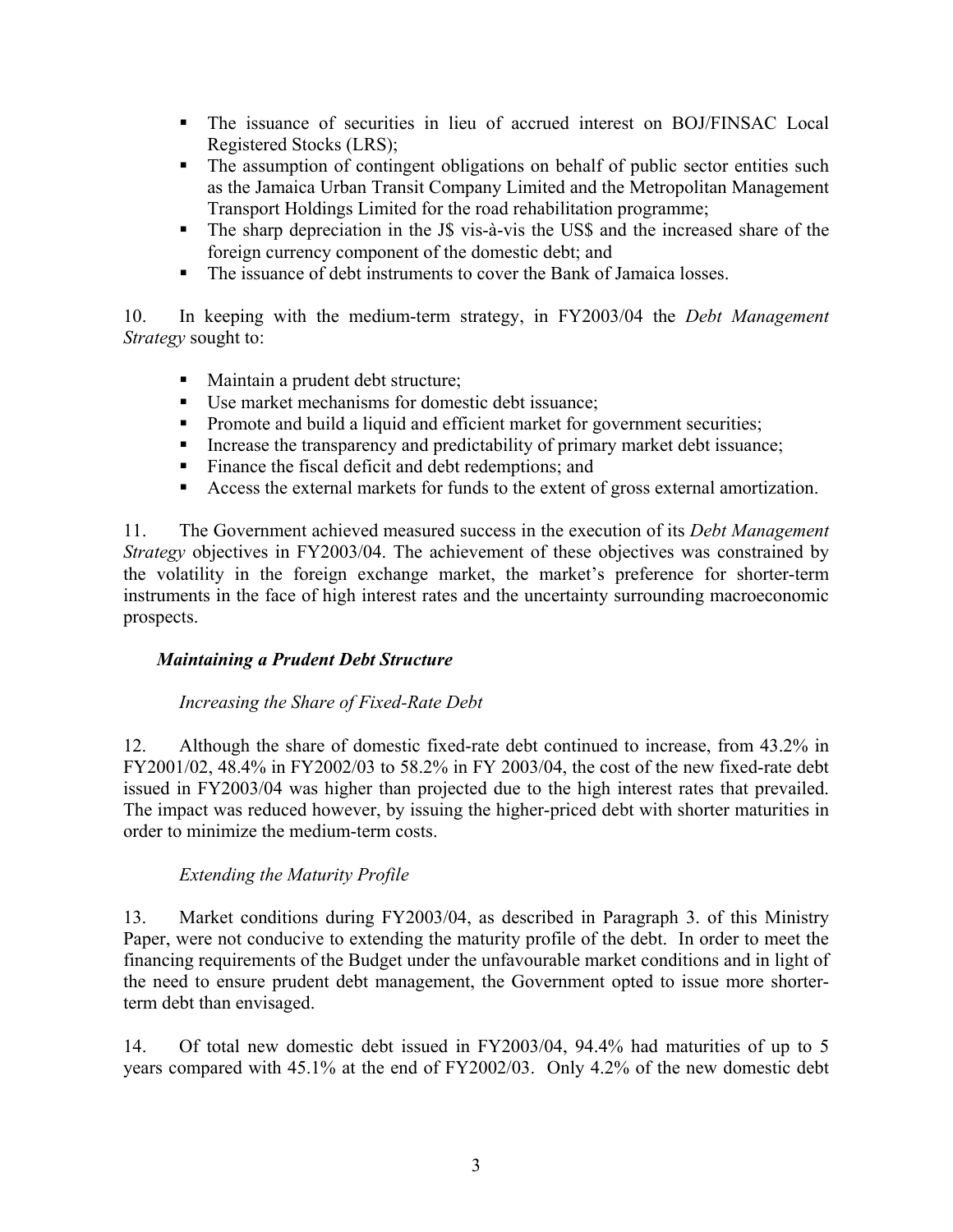- The issuance of securities in lieu of accrued interest on BOJ/FINSAC Local Registered Stocks (LRS);
- The assumption of contingent obligations on behalf of public sector entities such as the Jamaica Urban Transit Company Limited and the Metropolitan Management Transport Holdings Limited for the road rehabilitation programme;
- The sharp depreciation in the J$ vis-à-vis the US$ and the increased share of the foreign currency component of the domestic debt; and
- The issuance of debt instruments to cover the Bank of Jamaica losses.

10. In keeping with the medium-term strategy, in FY2003/04 the *Debt Management Strategy* sought to:

- Maintain a prudent debt structure;
- Use market mechanisms for domestic debt issuance;
- Promote and build a liquid and efficient market for government securities;
- Increase the transparency and predictability of primary market debt issuance;
- Finance the fiscal deficit and debt redemptions; and
- Access the external markets for funds to the extent of gross external amortization.

11. The Government achieved measured success in the execution of its *Debt Management Strategy* objectives in FY2003/04. The achievement of these objectives was constrained by the volatility in the foreign exchange market, the market's preference for shorter-term instruments in the face of high interest rates and the uncertainty surrounding macroeconomic prospects.

***Maintaining a Prudent Debt Structure***

*Increasing the Share of Fixed-Rate Debt*

12. Although the share of domestic fixed-rate debt continued to increase, from 43.2% in FY2001/02, 48.4% in FY2002/03 to 58.2% in FY 2003/04, the cost of the new fixed-rate debt issued in FY2003/04 was higher than projected due to the high interest rates that prevailed. The impact was reduced however, by issuing the higher-priced debt with shorter maturities in order to minimize the medium-term costs.

*Extending the Maturity Profile*

13. Market conditions during FY2003/04, as described in Paragraph 3. of this Ministry Paper, were not conducive to extending the maturity profile of the debt. In order to meet the financing requirements of the Budget under the unfavourable market conditions and in light of the need to ensure prudent debt management, the Government opted to issue more shorter-term debt than envisaged.

14. Of total new domestic debt issued in FY2003/04, 94.4% had maturities of up to 5 years compared with 45.1% at the end of FY2002/03. Only 4.2% of the new domestic debt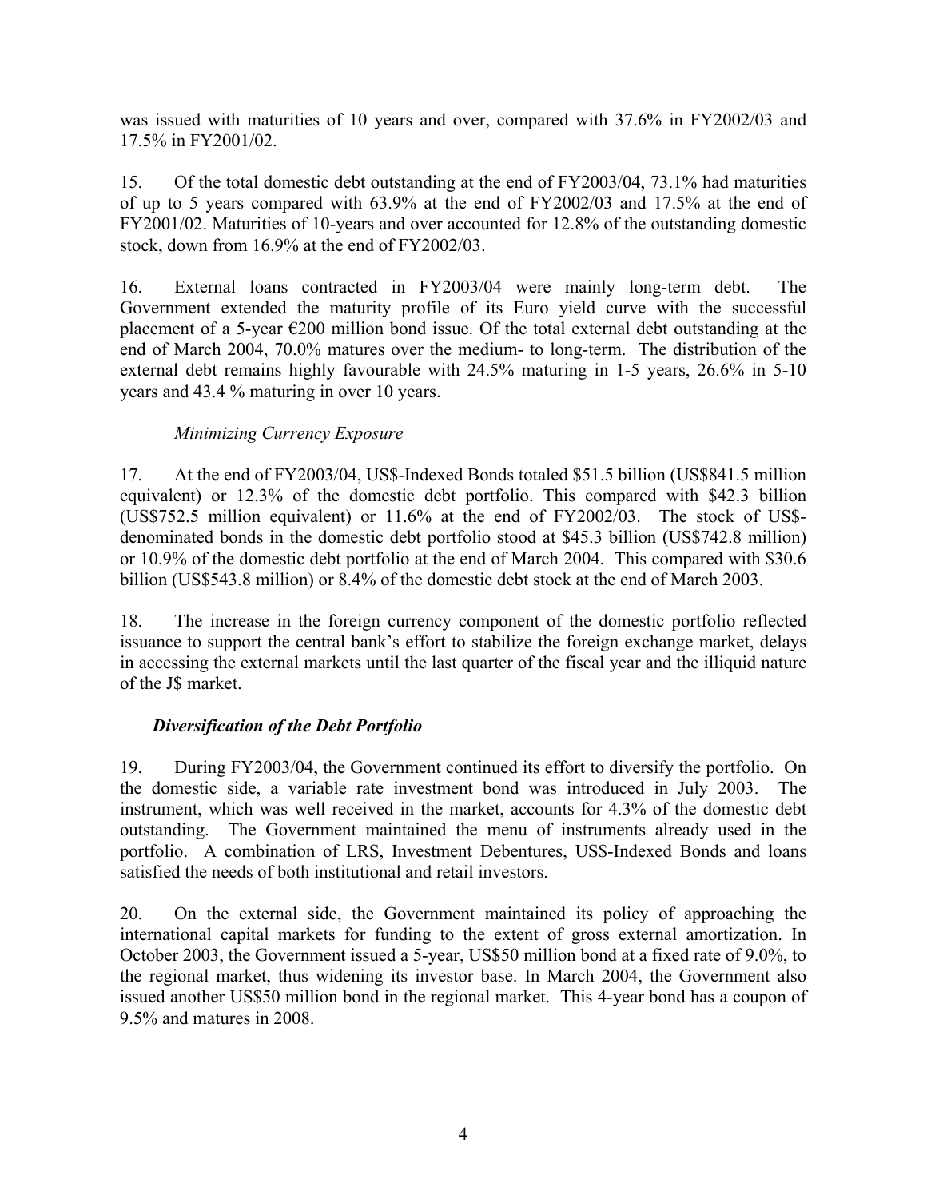was issued with maturities of 10 years and over, compared with 37.6% in FY2002/03 and 17.5% in FY2001/02.

15. Of the total domestic debt outstanding at the end of FY2003/04, 73.1% had maturities of up to 5 years compared with 63.9% at the end of FY2002/03 and 17.5% at the end of FY2001/02. Maturities of 10-years and over accounted for 12.8% of the outstanding domestic stock, down from 16.9% at the end of FY2002/03.

16. External loans contracted in FY2003/04 were mainly long-term debt. The Government extended the maturity profile of its Euro yield curve with the successful placement of a 5-year €200 million bond issue. Of the total external debt outstanding at the end of March 2004, 70.0% matures over the medium- to long-term. The distribution of the external debt remains highly favourable with 24.5% maturing in 1-5 years, 26.6% in 5-10 years and 43.4 % maturing in over 10 years.

*Minimizing Currency Exposure*

17. At the end of FY2003/04, US$-Indexed Bonds totaled $51.5 billion (US$841.5 million equivalent) or 12.3% of the domestic debt portfolio. This compared with $42.3 billion (US$752.5 million equivalent) or 11.6% at the end of FY2002/03. The stock of US$-denominated bonds in the domestic debt portfolio stood at $45.3 billion (US$742.8 million) or 10.9% of the domestic debt portfolio at the end of March 2004. This compared with $30.6 billion (US$543.8 million) or 8.4% of the domestic debt stock at the end of March 2003.

18. The increase in the foreign currency component of the domestic portfolio reflected issuance to support the central bank's effort to stabilize the foreign exchange market, delays in accessing the external markets until the last quarter of the fiscal year and the illiquid nature of the J$ market.

***Diversification of the Debt Portfolio***

19. During FY2003/04, the Government continued its effort to diversify the portfolio. On the domestic side, a variable rate investment bond was introduced in July 2003. The instrument, which was well received in the market, accounts for 4.3% of the domestic debt outstanding. The Government maintained the menu of instruments already used in the portfolio. A combination of LRS, Investment Debentures, US$-Indexed Bonds and loans satisfied the needs of both institutional and retail investors.

20. On the external side, the Government maintained its policy of approaching the international capital markets for funding to the extent of gross external amortization. In October 2003, the Government issued a 5-year, US$50 million bond at a fixed rate of 9.0%, to the regional market, thus widening its investor base. In March 2004, the Government also issued another US$50 million bond in the regional market. This 4-year bond has a coupon of 9.5% and matures in 2008.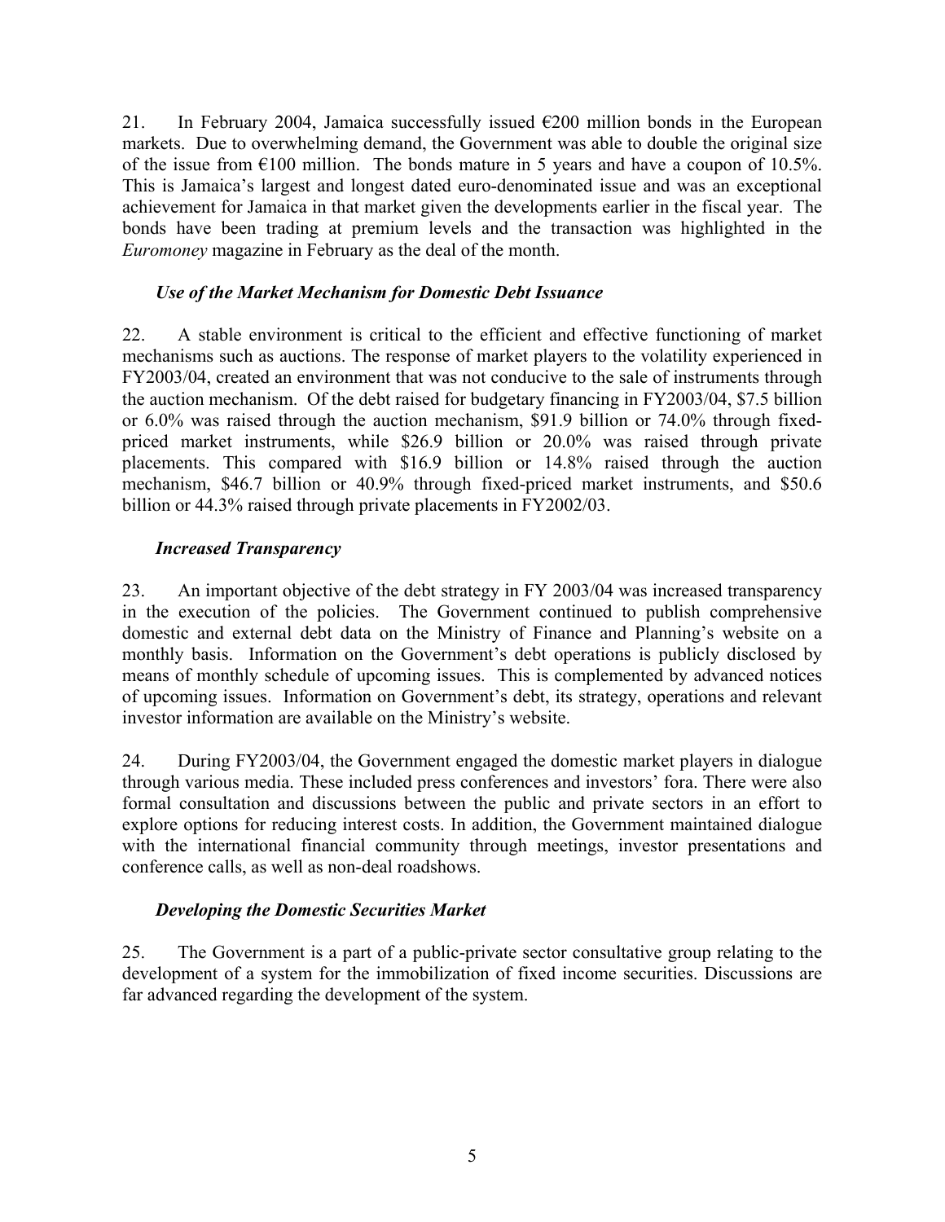21. In February 2004, Jamaica successfully issued €200 million bonds in the European markets. Due to overwhelming demand, the Government was able to double the original size of the issue from €100 million. The bonds mature in 5 years and have a coupon of 10.5%. This is Jamaica's largest and longest dated euro-denominated issue and was an exceptional achievement for Jamaica in that market given the developments earlier in the fiscal year. The bonds have been trading at premium levels and the transaction was highlighted in the *Euromoney* magazine in February as the deal of the month.

***Use of the Market Mechanism for Domestic Debt Issuance***

22. A stable environment is critical to the efficient and effective functioning of market mechanisms such as auctions. The response of market players to the volatility experienced in FY2003/04, created an environment that was not conducive to the sale of instruments through the auction mechanism. Of the debt raised for budgetary financing in FY2003/04, $7.5 billion or 6.0% was raised through the auction mechanism, $91.9 billion or 74.0% through fixed-priced market instruments, while $26.9 billion or 20.0% was raised through private placements. This compared with $16.9 billion or 14.8% raised through the auction mechanism, $46.7 billion or 40.9% through fixed-priced market instruments, and $50.6 billion or 44.3% raised through private placements in FY2002/03.

***Increased Transparency***

23. An important objective of the debt strategy in FY 2003/04 was increased transparency in the execution of the policies. The Government continued to publish comprehensive domestic and external debt data on the Ministry of Finance and Planning's website on a monthly basis. Information on the Government's debt operations is publicly disclosed by means of monthly schedule of upcoming issues. This is complemented by advanced notices of upcoming issues. Information on Government's debt, its strategy, operations and relevant investor information are available on the Ministry's website.

24. During FY2003/04, the Government engaged the domestic market players in dialogue through various media. These included press conferences and investors' fora. There were also formal consultation and discussions between the public and private sectors in an effort to explore options for reducing interest costs. In addition, the Government maintained dialogue with the international financial community through meetings, investor presentations and conference calls, as well as non-deal roadshows.

***Developing the Domestic Securities Market***

25. The Government is a part of a public-private sector consultative group relating to the development of a system for the immobilization of fixed income securities. Discussions are far advanced regarding the development of the system.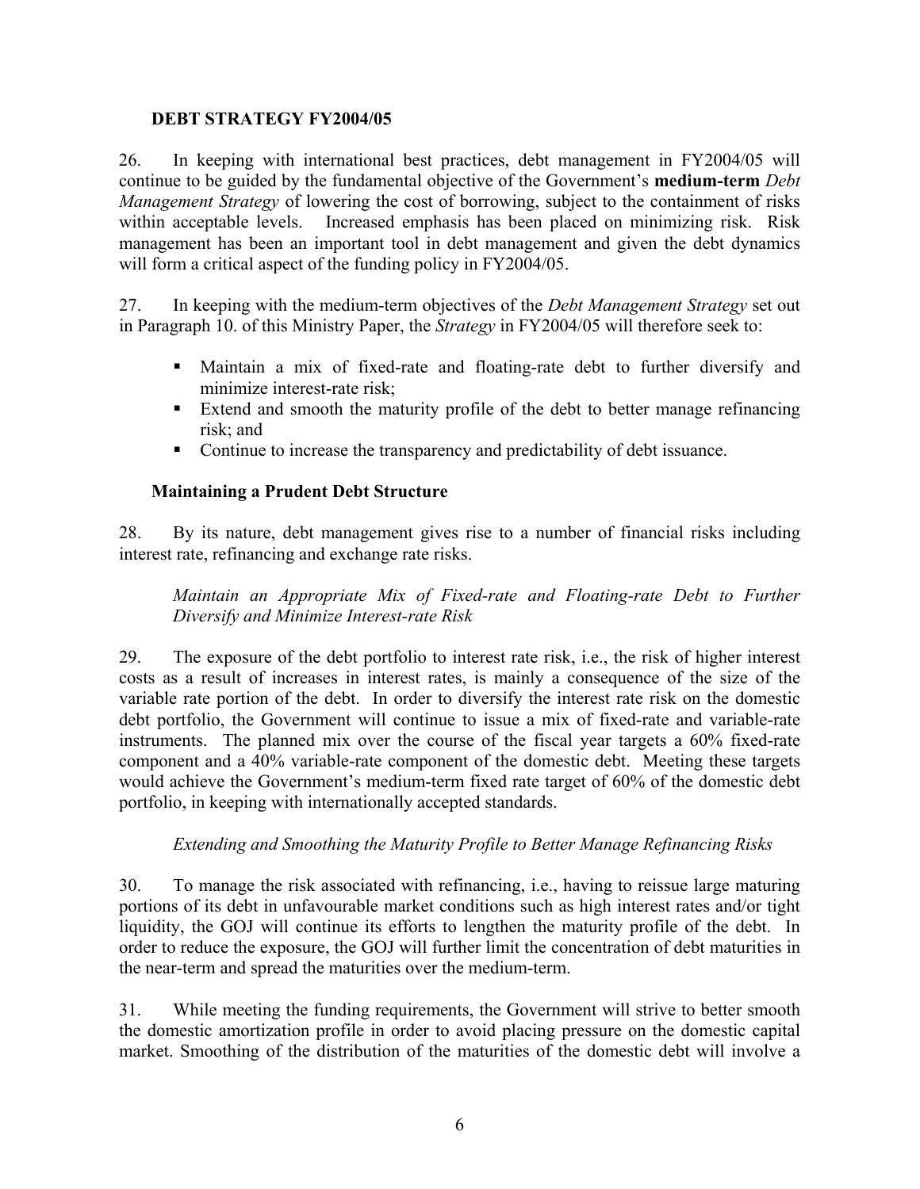## DEBT STRATEGY FY2004/05

26. In keeping with international best practices, debt management in FY2004/05 will continue to be guided by the fundamental objective of the Government's **medium-term** *Debt Management Strategy* of lowering the cost of borrowing, subject to the containment of risks within acceptable levels. Increased emphasis has been placed on minimizing risk. Risk management has been an important tool in debt management and given the debt dynamics will form a critical aspect of the funding policy in FY2004/05.

27. In keeping with the medium-term objectives of the *Debt Management Strategy* set out in Paragraph 10. of this Ministry Paper, the *Strategy* in FY2004/05 will therefore seek to:

- Maintain a mix of fixed-rate and floating-rate debt to further diversify and minimize interest-rate risk;
- Extend and smooth the maturity profile of the debt to better manage refinancing risk; and
- Continue to increase the transparency and predictability of debt issuance.

### Maintaining a Prudent Debt Structure

28. By its nature, debt management gives rise to a number of financial risks including interest rate, refinancing and exchange rate risks.

*Maintain an Appropriate Mix of Fixed-rate and Floating-rate Debt to Further Diversify and Minimize Interest-rate Risk*

29. The exposure of the debt portfolio to interest rate risk, i.e., the risk of higher interest costs as a result of increases in interest rates, is mainly a consequence of the size of the variable rate portion of the debt. In order to diversify the interest rate risk on the domestic debt portfolio, the Government will continue to issue a mix of fixed-rate and variable-rate instruments. The planned mix over the course of the fiscal year targets a 60% fixed-rate component and a 40% variable-rate component of the domestic debt. Meeting these targets would achieve the Government's medium-term fixed rate target of 60% of the domestic debt portfolio, in keeping with internationally accepted standards.

*Extending and Smoothing the Maturity Profile to Better Manage Refinancing Risks*

30. To manage the risk associated with refinancing, i.e., having to reissue large maturing portions of its debt in unfavourable market conditions such as high interest rates and/or tight liquidity, the GOJ will continue its efforts to lengthen the maturity profile of the debt. In order to reduce the exposure, the GOJ will further limit the concentration of debt maturities in the near-term and spread the maturities over the medium-term.

31. While meeting the funding requirements, the Government will strive to better smooth the domestic amortization profile in order to avoid placing pressure on the domestic capital market. Smoothing of the distribution of the maturities of the domestic debt will involve a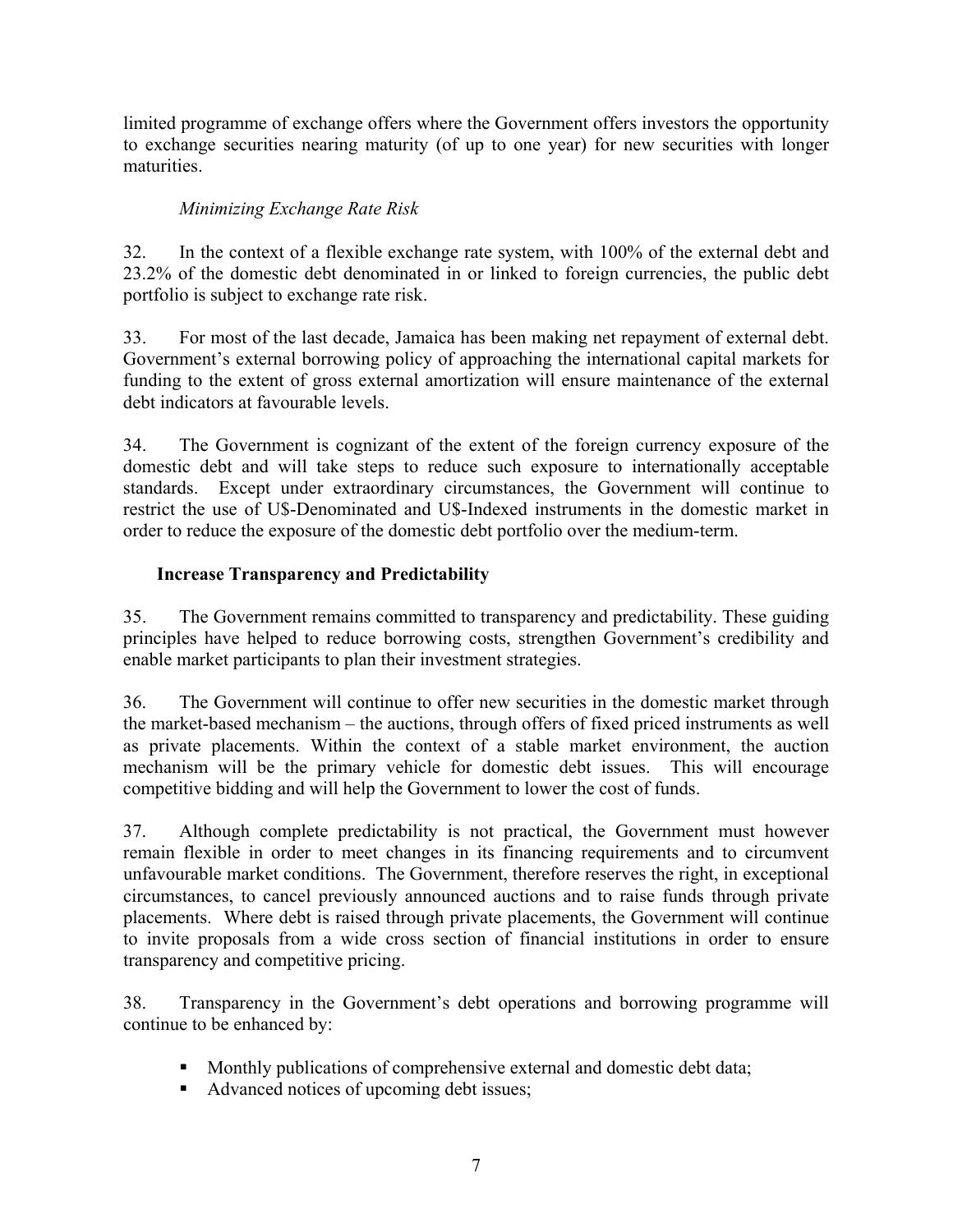limited programme of exchange offers where the Government offers investors the opportunity to exchange securities nearing maturity (of up to one year) for new securities with longer maturities.

*Minimizing Exchange Rate Risk*

32. In the context of a flexible exchange rate system, with 100% of the external debt and 23.2% of the domestic debt denominated in or linked to foreign currencies, the public debt portfolio is subject to exchange rate risk.

33. For most of the last decade, Jamaica has been making net repayment of external debt. Government's external borrowing policy of approaching the international capital markets for funding to the extent of gross external amortization will ensure maintenance of the external debt indicators at favourable levels.

34. The Government is cognizant of the extent of the foreign currency exposure of the domestic debt and will take steps to reduce such exposure to internationally acceptable standards. Except under extraordinary circumstances, the Government will continue to restrict the use of U$-Denominated and U$-Indexed instruments in the domestic market in order to reduce the exposure of the domestic debt portfolio over the medium-term.

**Increase Transparency and Predictability**

35. The Government remains committed to transparency and predictability. These guiding principles have helped to reduce borrowing costs, strengthen Government's credibility and enable market participants to plan their investment strategies.

36. The Government will continue to offer new securities in the domestic market through the market-based mechanism – the auctions, through offers of fixed priced instruments as well as private placements. Within the context of a stable market environment, the auction mechanism will be the primary vehicle for domestic debt issues. This will encourage competitive bidding and will help the Government to lower the cost of funds.

37. Although complete predictability is not practical, the Government must however remain flexible in order to meet changes in its financing requirements and to circumvent unfavourable market conditions. The Government, therefore reserves the right, in exceptional circumstances, to cancel previously announced auctions and to raise funds through private placements. Where debt is raised through private placements, the Government will continue to invite proposals from a wide cross section of financial institutions in order to ensure transparency and competitive pricing.

38. Transparency in the Government's debt operations and borrowing programme will continue to be enhanced by:

- Monthly publications of comprehensive external and domestic debt data;
- Advanced notices of upcoming debt issues;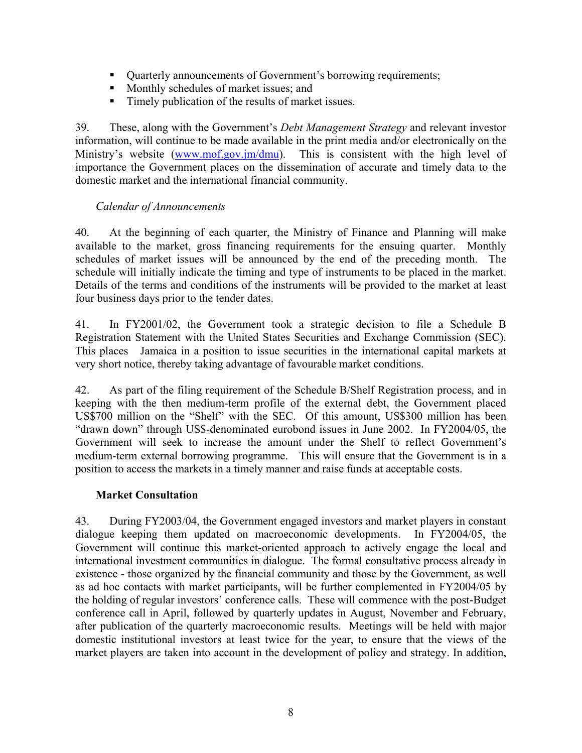- Quarterly announcements of Government's borrowing requirements;
- Monthly schedules of market issues; and
- Timely publication of the results of market issues.

39. These, along with the Government's *Debt Management Strategy* and relevant investor information, will continue to be made available in the print media and/or electronically on the Ministry's website (www.mof.gov.jm/dmu). This is consistent with the high level of importance the Government places on the dissemination of accurate and timely data to the domestic market and the international financial community.

*Calendar of Announcements*

40. At the beginning of each quarter, the Ministry of Finance and Planning will make available to the market, gross financing requirements for the ensuing quarter. Monthly schedules of market issues will be announced by the end of the preceding month. The schedule will initially indicate the timing and type of instruments to be placed in the market. Details of the terms and conditions of the instruments will be provided to the market at least four business days prior to the tender dates.

41. In FY2001/02, the Government took a strategic decision to file a Schedule B Registration Statement with the United States Securities and Exchange Commission (SEC). This places Jamaica in a position to issue securities in the international capital markets at very short notice, thereby taking advantage of favourable market conditions.

42. As part of the filing requirement of the Schedule B/Shelf Registration process, and in keeping with the then medium-term profile of the external debt, the Government placed US$700 million on the "Shelf" with the SEC. Of this amount, US$300 million has been "drawn down" through US$-denominated eurobond issues in June 2002. In FY2004/05, the Government will seek to increase the amount under the Shelf to reflect Government's medium-term external borrowing programme. This will ensure that the Government is in a position to access the markets in a timely manner and raise funds at acceptable costs.

**Market Consultation**

43. During FY2003/04, the Government engaged investors and market players in constant dialogue keeping them updated on macroeconomic developments. In FY2004/05, the Government will continue this market-oriented approach to actively engage the local and international investment communities in dialogue. The formal consultative process already in existence - those organized by the financial community and those by the Government, as well as ad hoc contacts with market participants, will be further complemented in FY2004/05 by the holding of regular investors' conference calls. These will commence with the post-Budget conference call in April, followed by quarterly updates in August, November and February, after publication of the quarterly macroeconomic results. Meetings will be held with major domestic institutional investors at least twice for the year, to ensure that the views of the market players are taken into account in the development of policy and strategy. In addition,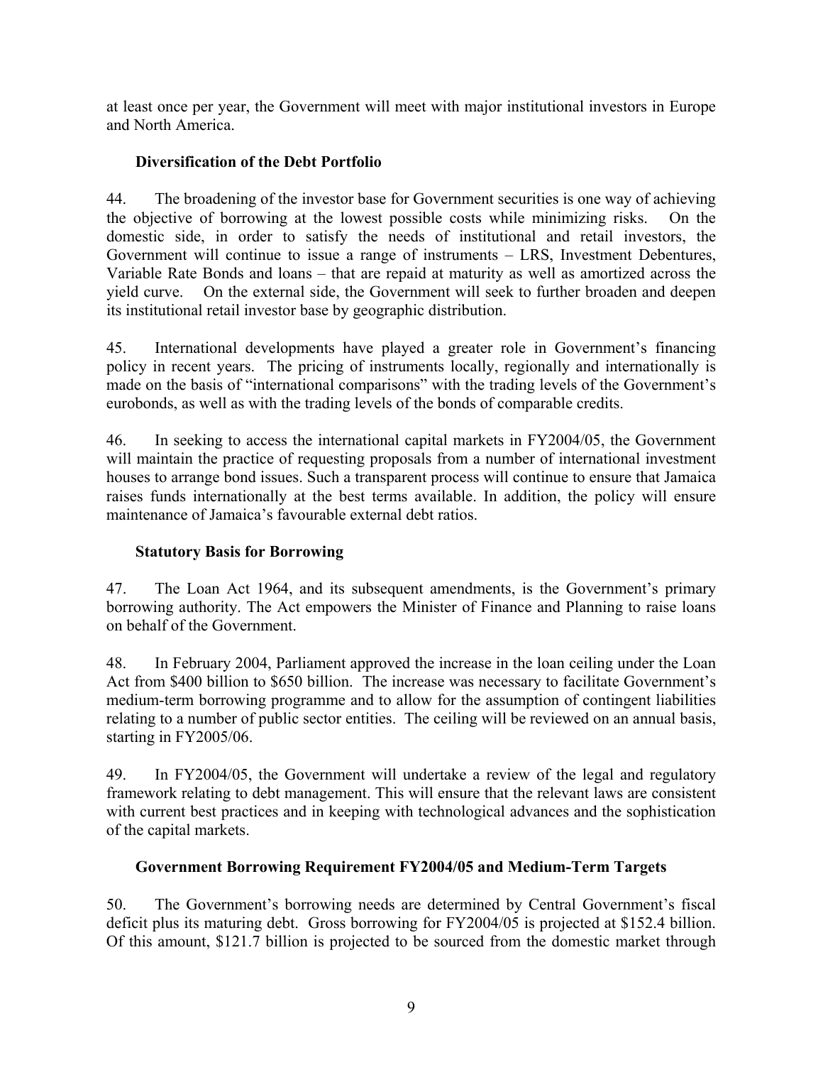at least once per year, the Government will meet with major institutional investors in Europe and North America.

### Diversification of the Debt Portfolio

44. The broadening of the investor base for Government securities is one way of achieving the objective of borrowing at the lowest possible costs while minimizing risks. On the domestic side, in order to satisfy the needs of institutional and retail investors, the Government will continue to issue a range of instruments – LRS, Investment Debentures, Variable Rate Bonds and loans – that are repaid at maturity as well as amortized across the yield curve. On the external side, the Government will seek to further broaden and deepen its institutional retail investor base by geographic distribution.

45. International developments have played a greater role in Government's financing policy in recent years. The pricing of instruments locally, regionally and internationally is made on the basis of "international comparisons" with the trading levels of the Government's eurobonds, as well as with the trading levels of the bonds of comparable credits.

46. In seeking to access the international capital markets in FY2004/05, the Government will maintain the practice of requesting proposals from a number of international investment houses to arrange bond issues. Such a transparent process will continue to ensure that Jamaica raises funds internationally at the best terms available. In addition, the policy will ensure maintenance of Jamaica's favourable external debt ratios.

### Statutory Basis for Borrowing

47. The Loan Act 1964, and its subsequent amendments, is the Government's primary borrowing authority. The Act empowers the Minister of Finance and Planning to raise loans on behalf of the Government.

48. In February 2004, Parliament approved the increase in the loan ceiling under the Loan Act from $400 billion to $650 billion. The increase was necessary to facilitate Government's medium-term borrowing programme and to allow for the assumption of contingent liabilities relating to a number of public sector entities. The ceiling will be reviewed on an annual basis, starting in FY2005/06.

49. In FY2004/05, the Government will undertake a review of the legal and regulatory framework relating to debt management. This will ensure that the relevant laws are consistent with current best practices and in keeping with technological advances and the sophistication of the capital markets.

### Government Borrowing Requirement FY2004/05 and Medium-Term Targets

50. The Government's borrowing needs are determined by Central Government's fiscal deficit plus its maturing debt. Gross borrowing for FY2004/05 is projected at $152.4 billion. Of this amount, $121.7 billion is projected to be sourced from the domestic market through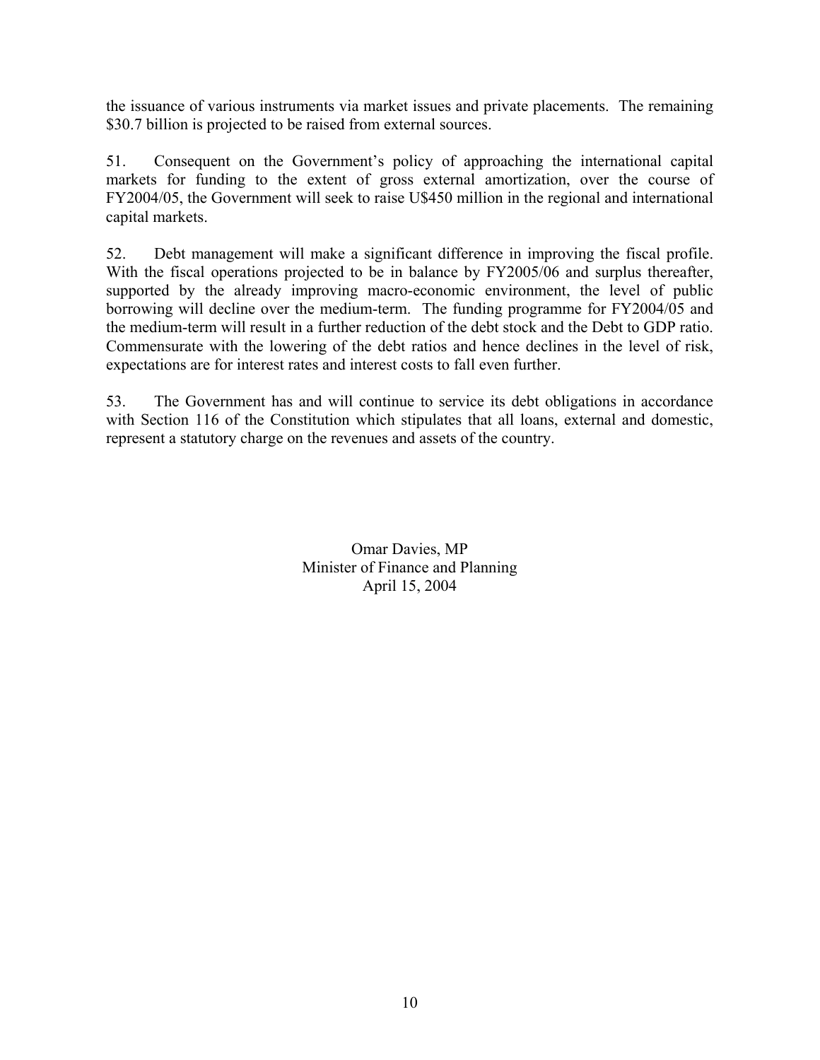the issuance of various instruments via market issues and private placements. The remaining $30.7 billion is projected to be raised from external sources.

51. Consequent on the Government's policy of approaching the international capital markets for funding to the extent of gross external amortization, over the course of FY2004/05, the Government will seek to raise U$450 million in the regional and international capital markets.

52. Debt management will make a significant difference in improving the fiscal profile. With the fiscal operations projected to be in balance by FY2005/06 and surplus thereafter, supported by the already improving macro-economic environment, the level of public borrowing will decline over the medium-term. The funding programme for FY2004/05 and the medium-term will result in a further reduction of the debt stock and the Debt to GDP ratio. Commensurate with the lowering of the debt ratios and hence declines in the level of risk, expectations are for interest rates and interest costs to fall even further.

53. The Government has and will continue to service its debt obligations in accordance with Section 116 of the Constitution which stipulates that all loans, external and domestic, represent a statutory charge on the revenues and assets of the country.

Omar Davies, MP
Minister of Finance and Planning
April 15, 2004